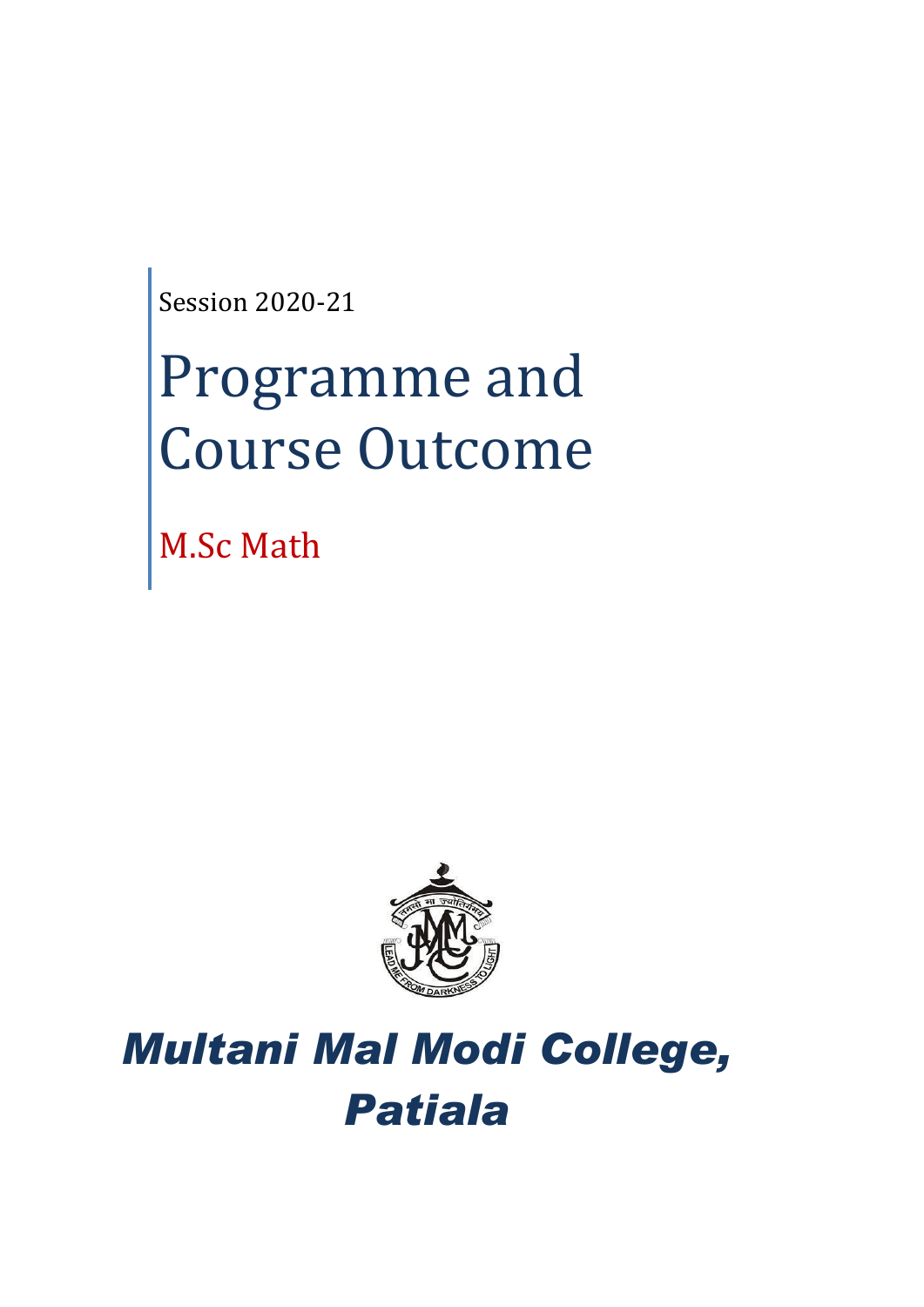Session 2020-21

# Programme and Course Outcome

## M.Sc Math

## *Multani Mal Modi College, Patiala*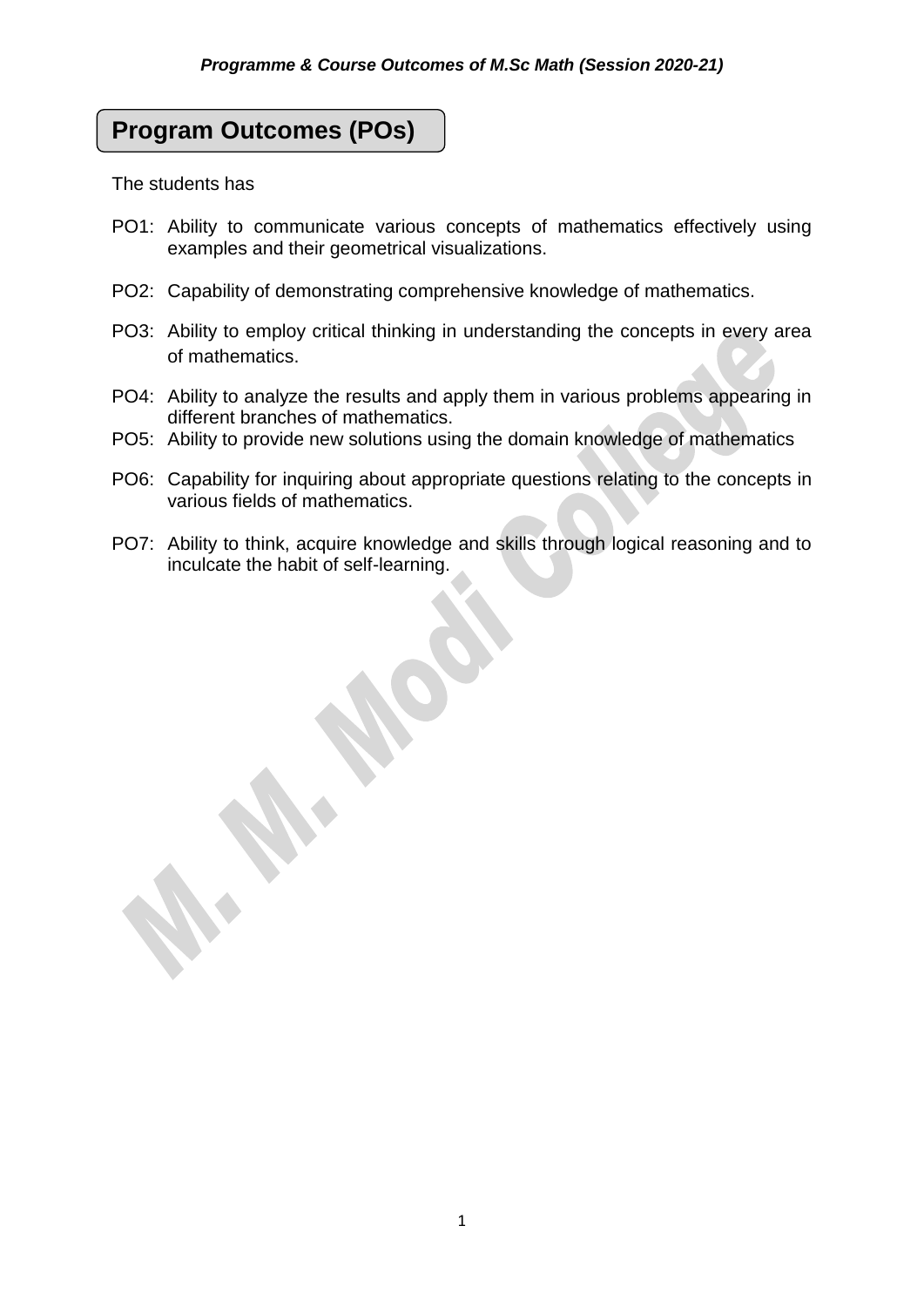# Program Outcomes (POs)

The students has

- PO1: Ability to communicate various concepts of mathematics effectively using examples and their geometrical visualizations.
- PO2: Capability of demonstrating comprehensive knowledge of mathematics.
- PO3: Ability to employ critical thinking in understanding the concepts in every area of mathematics.
- PO4: Ability to analyze the results and apply them in various problems appearing in different branches of mathematics.
- PO5: Ability to provide new solutions using the domain knowledge of mathematics
- PO6: Capability for inquiring about appropriate questions relating to the concepts in various fields of mathematics.
- PO7: Ability to think, acquire knowledge and skills through logical reasoning and to inculcate the habit of self-learning.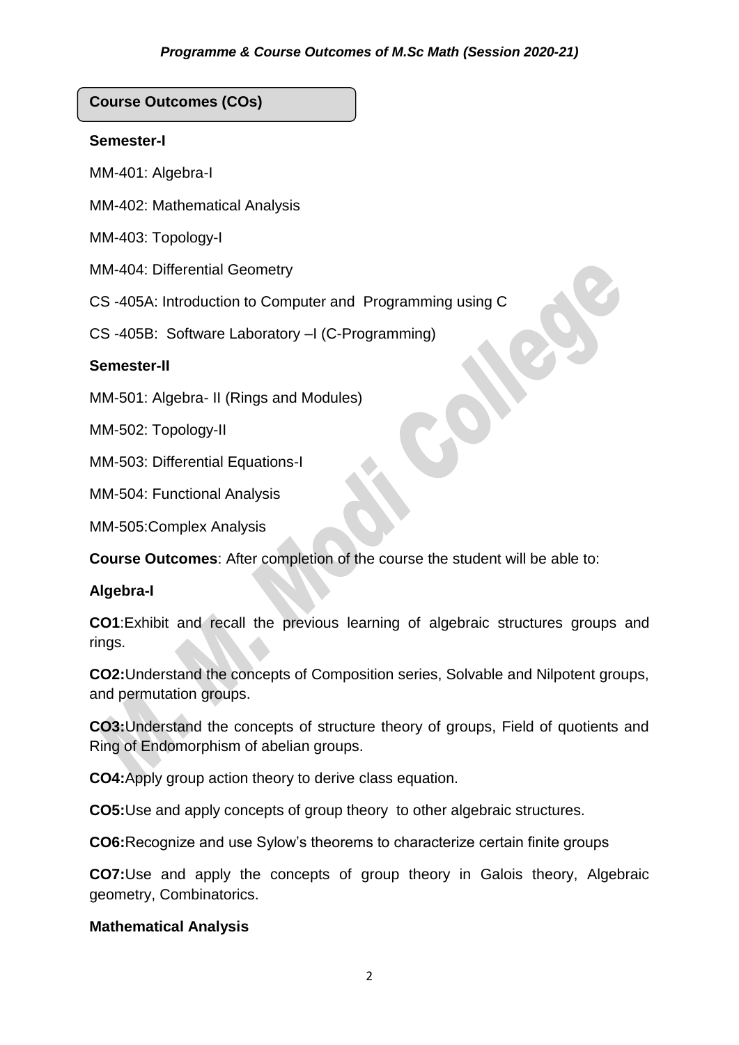## Course Outcomes (COs)

### Semester-I

MM-401: Algebra-I

MM-402: Mathematical Analysis

MM-403: Topology-I

MM-404: Differential Geometry

CS -405A: Introduction to Computer and Programming using C

CS -405B: Software Laboratory –I (C-Programming)

### Semester-II

MM-501: Algebra- II (Rings and Modules)

MM-502: Topology-II

MM-503: Differential Equations-I

MM-504: Functional Analysis

MM-505:Complex Analysis

**Course Outcomes**: After completion of the course the student will be able to:

### Algebra-I

**CO1**:Exhibit and recall the previous learning of algebraic structures groups and rings.

**CO2:**Understand the concepts of Composition series, Solvable and Nilpotent groups, and permutation groups.

**CO3:**Understand the concepts of structure theory of groups, Field of quotients and Ring of Endomorphism of abelian groups.

**CO4:**Apply group action theory to derive class equation.

**CO5:**Use and apply concepts of group theory to other algebraic structures.

**CO6:**Recognize and use Sylow's theorems to characterize certain finite groups

**CO7:**Use and apply the concepts of group theory in Galois theory, Algebraic geometry, Combinatorics.

### Mathematical Analysis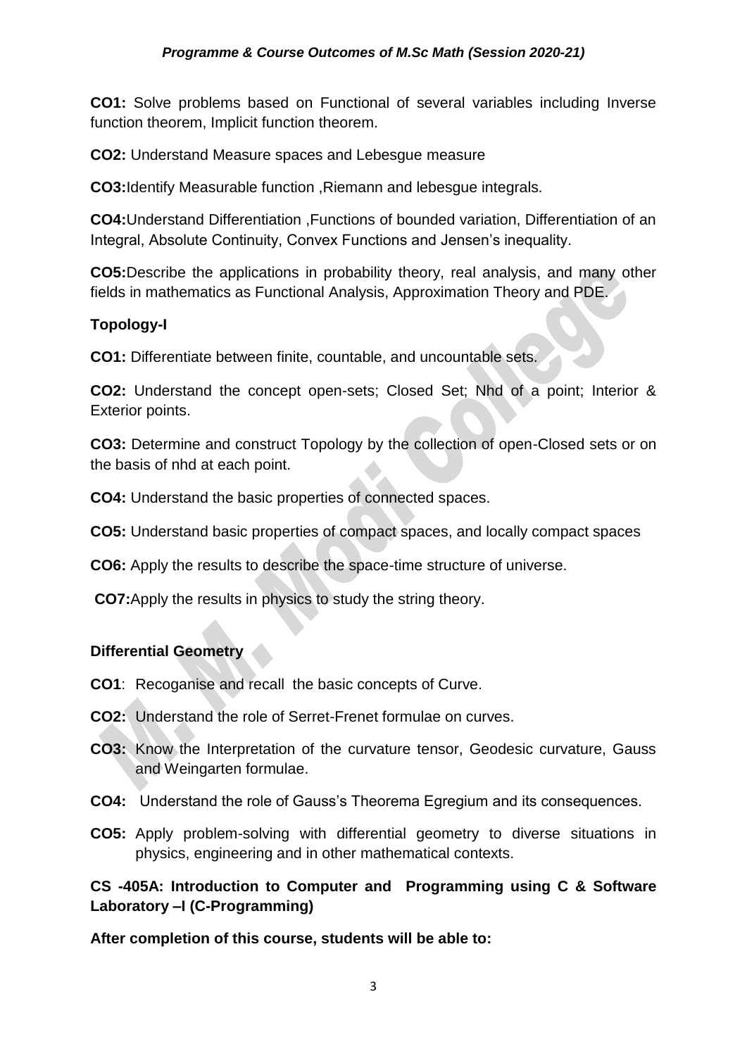**CO1:** Solve problems based on Functional of several variables including Inverse function theorem, Implicit function theorem.

**CO2:** Understand Measure spaces and Lebesgue measure

**CO3:**Identify Measurable function ,Riemann and lebesgue integrals.

**CO4:**Understand Differentiation ,Functions of bounded variation, Differentiation of an Integral, Absolute Continuity, Convex Functions and Jensen's inequality.

**CO5:**Describe the applications in probability theory, real analysis, and many other fields in mathematics as Functional Analysis, Approximation Theory and PDE.

### Topology-I

**CO1:** Differentiate between finite, countable, and uncountable sets.

**CO2:** Understand the concept open-sets; Closed Set; Nhd of a point; Interior & Exterior points.

**CO3:** Determine and construct Topology by the collection of open-Closed sets or on the basis of nhd at each point.

**CO4:** Understand the basic properties of connected spaces.

**CO5:** Understand basic properties of compact spaces, and locally compact spaces

**CO6:** Apply the results to describe the space-time structure of universe.

**CO7:**Apply the results in physics to study the string theory.

### Differential Geometry

**CO1**: Recoganise and recall the basic concepts of Curve.

**CO2:** Understand the role of Serret-Frenet formulae on curves.

**CO3:** Know the Interpretation of the curvature tensor, Geodesic curvature, Gauss and Weingarten formulae.

**CO4:** Understand the role of Gauss's Theorema Egregium and its consequences.

**CO5:** Apply problem-solving with differential geometry to diverse situations in physics, engineering and in other mathematical contexts.

### CS -405A: Introduction to Computer and Programming using C & Software Laboratory –I (C-Programming)

**After completion of this course, students will be able to:**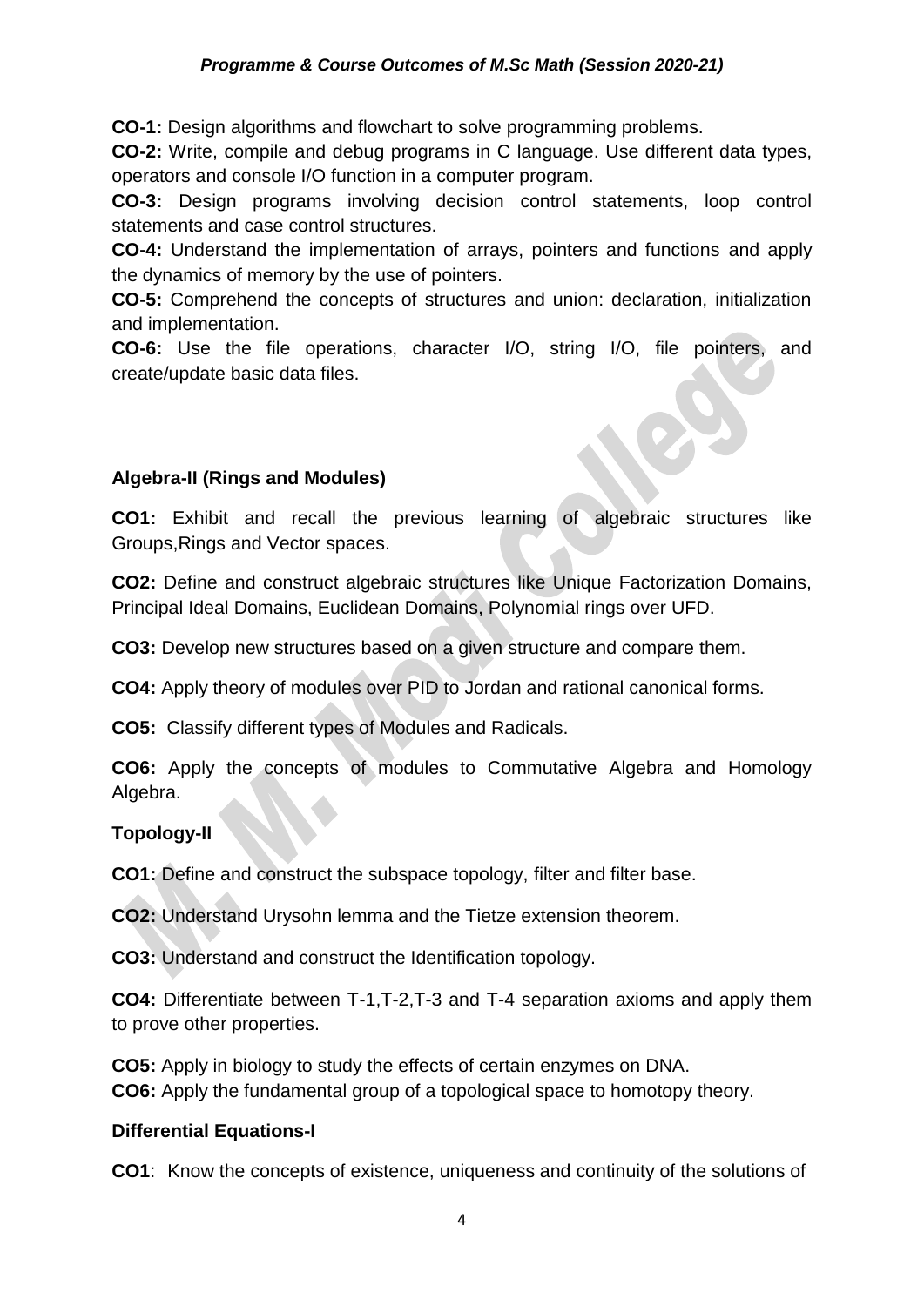**CO-1:** Design algorithms and flowchart to solve programming problems.

**CO-2:** Write, compile and debug programs in C language. Use different data types, operators and console I/O function in a computer program.

**CO-3:** Design programs involving decision control statements, loop control statements and case control structures.

**CO-4:** Understand the implementation of arrays, pointers and functions and apply the dynamics of memory by the use of pointers.

**CO-5:** Comprehend the concepts of structures and union: declaration, initialization and implementation.

**CO-6:** Use the file operations, character I/O, string I/O, file pointers, and create/update basic data files.

### Algebra-II (Rings and Modules)

**CO1:** Exhibit and recall the previous learning of algebraic structures like Groups,Rings and Vector spaces.

**CO2:** Define and construct algebraic structures like Unique Factorization Domains, Principal Ideal Domains, Euclidean Domains, Polynomial rings over UFD.

**CO3:** Develop new structures based on a given structure and compare them.

**CO4:** Apply theory of modules over PID to Jordan and rational canonical forms.

**CO5:** Classify different types of Modules and Radicals.

**CO6:** Apply the concepts of modules to Commutative Algebra and Homology Algebra.

### Topology-II

**CO1:** Define and construct the subspace topology, filter and filter base.

**CO2:** Understand Urysohn lemma and the Tietze extension theorem.

**CO3:** Understand and construct the Identification topology.

**CO4:** Differentiate between T-1,T-2,T-3 and T-4 separation axioms and apply them to prove other properties.

**CO5:** Apply in biology to study the effects of certain enzymes on DNA.

**CO6:** Apply the fundamental group of a topological space to homotopy theory.

### Differential Equations-I

**CO1**: Know the concepts of existence, uniqueness and continuity of the solutions of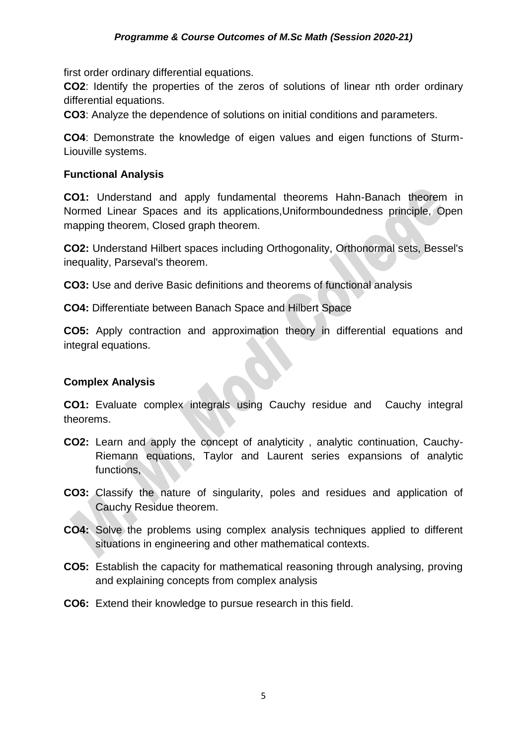first order ordinary differential equations.

**CO2**: Identify the properties of the zeros of solutions of linear nth order ordinary differential equations.

**CO3**: Analyze the dependence of solutions on initial conditions and parameters.

**CO4**: Demonstrate the knowledge of eigen values and eigen functions of Sturm-Liouville systems.

### Functional Analysis

**CO1:** Understand and apply fundamental theorems Hahn-Banach theorem in Normed Linear Spaces and its applications,Uniformboundedness principle, Open mapping theorem, Closed graph theorem.

**CO2:** Understand Hilbert spaces including Orthogonality, Orthonormal sets, Bessel's inequality, Parseval's theorem.

**CO3:** Use and derive Basic definitions and theorems of functional analysis

**CO4:** Differentiate between Banach Space and Hilbert Space

**CO5:** Apply contraction and approximation theory in differential equations and integral equations.

### Complex Analysis

**CO1:** Evaluate complex integrals using Cauchy residue and Cauchy integral theorems.

**CO2:** Learn and apply the concept of analyticity , analytic continuation, Cauchy-Riemann equations, Taylor and Laurent series expansions of analytic functions,

**CO3:** Classify the nature of singularity, poles and residues and application of Cauchy Residue theorem.

**CO4:** Solve the problems using complex analysis techniques applied to different situations in engineering and other mathematical contexts.

**CO5:** Establish the capacity for mathematical reasoning through analysing, proving and explaining concepts from complex analysis

**CO6:** Extend their knowledge to pursue research in this field.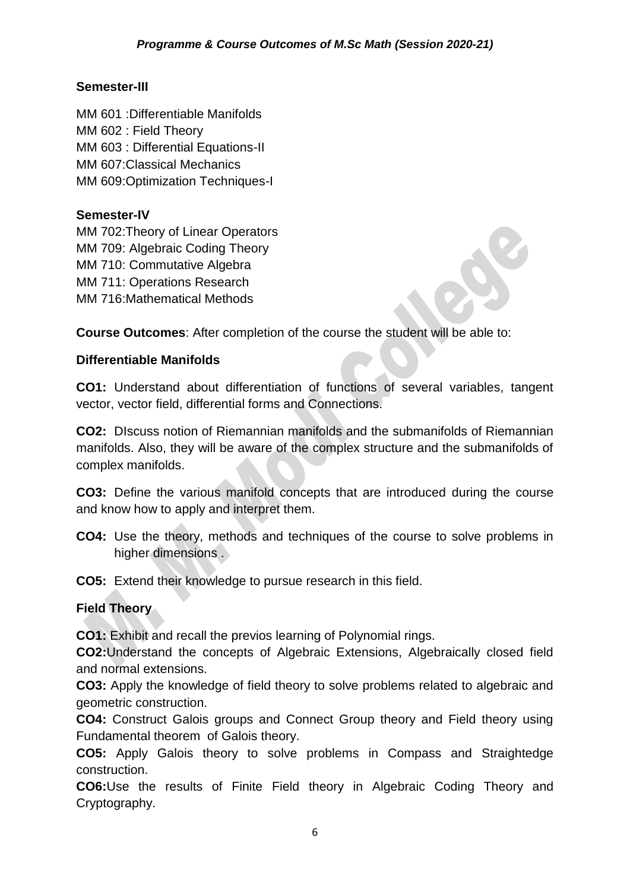**Semester-III**

MM 601 :Differentiable Manifolds
MM 602 : Field Theory
MM 603 : Differential Equations-II
MM 607:Classical Mechanics
MM 609:Optimization Techniques-I

**Semester-IV**

MM 702:Theory of Linear Operators
MM 709: Algebraic Coding Theory
MM 710: Commutative Algebra
MM 711: Operations Research
MM 716:Mathematical Methods

**Course Outcomes**: After completion of the course the student will be able to:

**Differentiable Manifolds**

**CO1:** Understand about differentiation of functions of several variables, tangent vector, vector field, differential forms and Connections.

**CO2:** DIscuss notion of Riemannian manifolds and the submanifolds of Riemannian manifolds. Also, they will be aware of the complex structure and the submanifolds of complex manifolds.

**CO3:** Define the various manifold concepts that are introduced during the course and know how to apply and interpret them.

**CO4:** Use the theory, methods and techniques of the course to solve problems in higher dimensions .

**CO5:** Extend their knowledge to pursue research in this field.

**Field Theory**

**CO1:** Exhibit and recall the previos learning of Polynomial rings.
**CO2:**Understand the concepts of Algebraic Extensions, Algebraically closed field and normal extensions.
**CO3:** Apply the knowledge of field theory to solve problems related to algebraic and geometric construction.
**CO4:** Construct Galois groups and Connect Group theory and Field theory using Fundamental theorem of Galois theory.
**CO5:** Apply Galois theory to solve problems in Compass and Straightedge construction.
**CO6:**Use the results of Finite Field theory in Algebraic Coding Theory and Cryptography.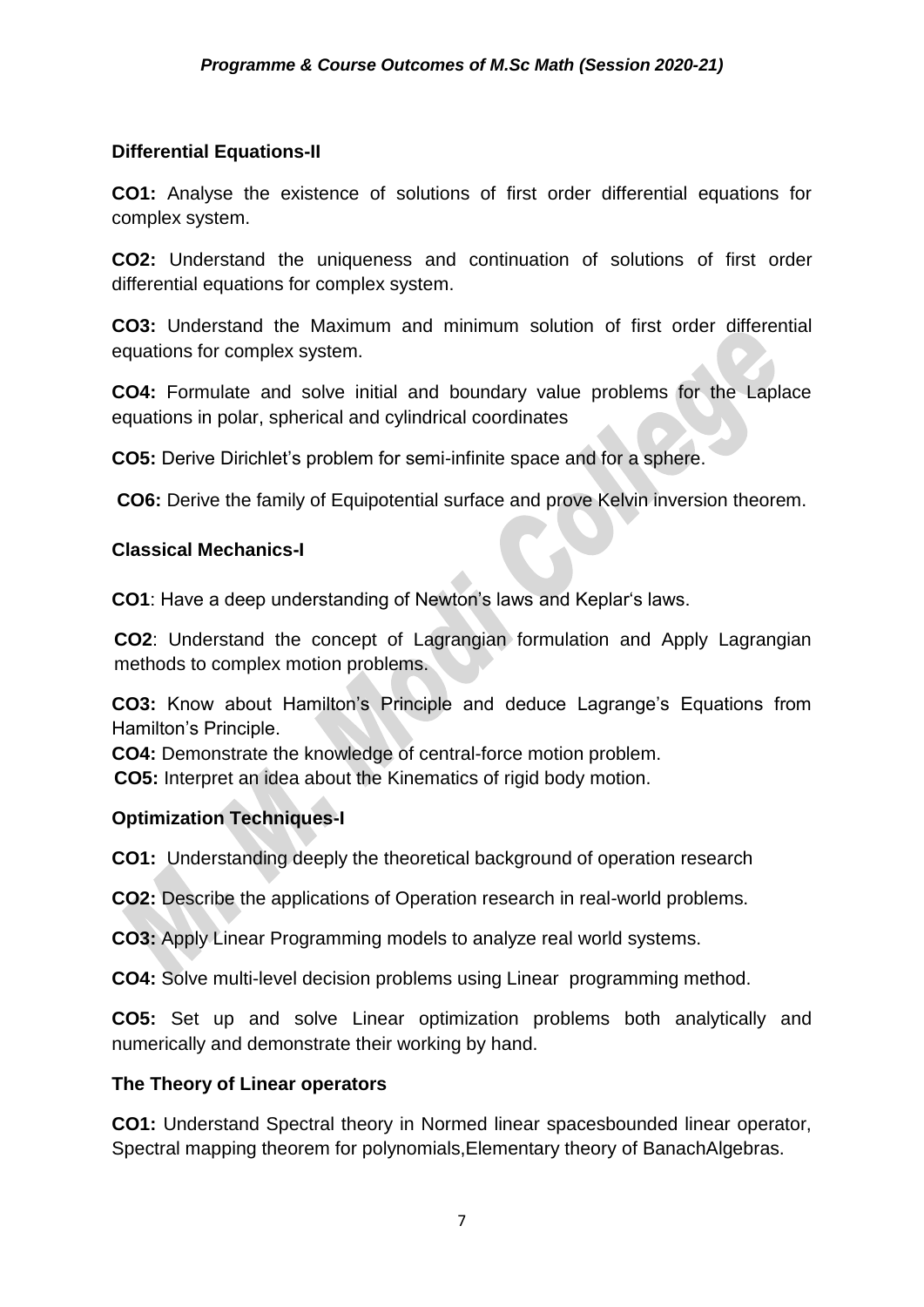### Differential Equations-II

**CO1:** Analyse the existence of solutions of first order differential equations for complex system.

**CO2:** Understand the uniqueness and continuation of solutions of first order differential equations for complex system.

**CO3:** Understand the Maximum and minimum solution of first order differential equations for complex system.

**CO4:** Formulate and solve initial and boundary value problems for the Laplace equations in polar, spherical and cylindrical coordinates

**CO5:** Derive Dirichlet's problem for semi-infinite space and for a sphere.

**CO6:** Derive the family of Equipotential surface and prove Kelvin inversion theorem.

### Classical Mechanics-I

**CO1**: Have a deep understanding of Newton's laws and Keplar's laws.

**CO2**: Understand the concept of Lagrangian formulation and Apply Lagrangian methods to complex motion problems.

**CO3:** Know about Hamilton's Principle and deduce Lagrange's Equations from Hamilton's Principle.

**CO4:** Demonstrate the knowledge of central-force motion problem.

**CO5:** Interpret an idea about the Kinematics of rigid body motion.

### Optimization Techniques-I

**CO1:** Understanding deeply the theoretical background of operation research

**CO2:** Describe the applications of Operation research in real-world problems.

**CO3:** Apply Linear Programming models to analyze real world systems.

**CO4:** Solve multi-level decision problems using Linear programming method.

**CO5:** Set up and solve Linear optimization problems both analytically and numerically and demonstrate their working by hand.

### The Theory of Linear operators

**CO1:** Understand Spectral theory in Normed linear spacesbounded linear operator, Spectral mapping theorem for polynomials,Elementary theory of BanachAlgebras.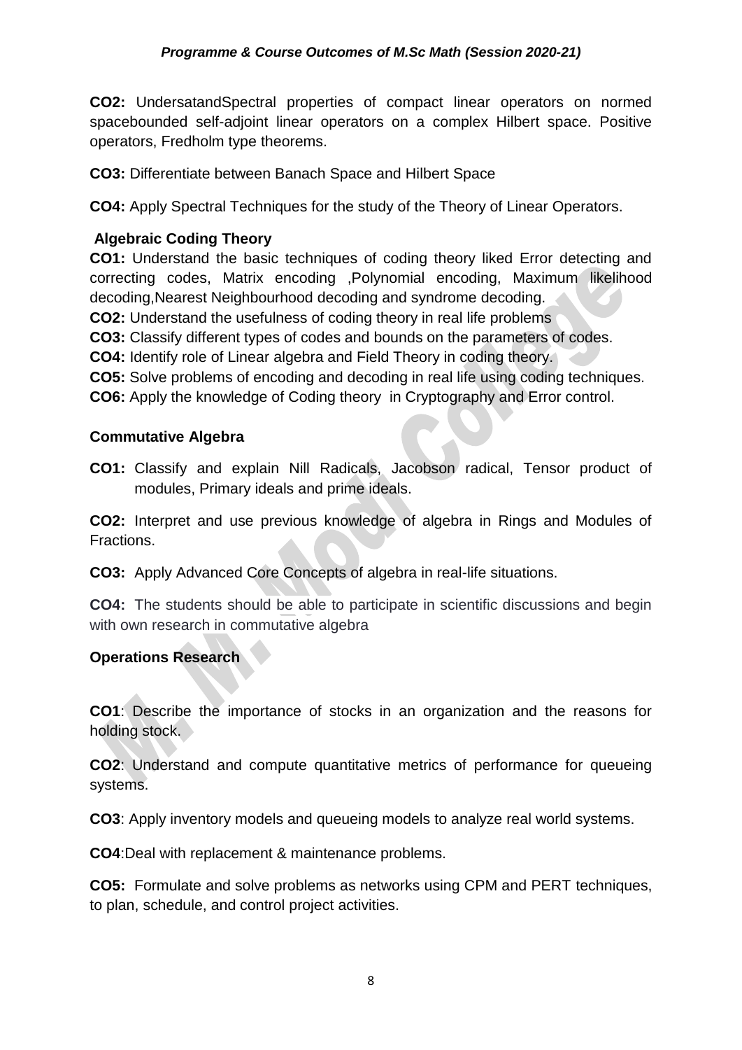**CO2:** UndersatandSpectral properties of compact linear operators on normed spacebounded self-adjoint linear operators on a complex Hilbert space. Positive operators, Fredholm type theorems.

**CO3:** Differentiate between Banach Space and Hilbert Space

**CO4:** Apply Spectral Techniques for the study of the Theory of Linear Operators.

### Algebraic Coding Theory

**CO1:** Understand the basic techniques of coding theory liked Error detecting and correcting codes, Matrix encoding ,Polynomial encoding, Maximum likelihood decoding,Nearest Neighbourhood decoding and syndrome decoding.
**CO2:** Understand the usefulness of coding theory in real life problems
**CO3:** Classify different types of codes and bounds on the parameters of codes.
**CO4:** Identify role of Linear algebra and Field Theory in coding theory.
**CO5:** Solve problems of encoding and decoding in real life using coding techniques.
**CO6:** Apply the knowledge of Coding theory in Cryptography and Error control.

### Commutative Algebra

**CO1:** Classify and explain Nill Radicals, Jacobson radical, Tensor product of modules, Primary ideals and prime ideals.

**CO2:** Interpret and use previous knowledge of algebra in Rings and Modules of Fractions.

**CO3:** Apply Advanced Core Concepts of algebra in real-life situations.

**CO4:** The students should be able to participate in scientific discussions and begin with own research in commutative algebra

### Operations Research

**CO1**: Describe the importance of stocks in an organization and the reasons for holding stock.

**CO2**: Understand and compute quantitative metrics of performance for queueing systems.

**CO3**: Apply inventory models and queueing models to analyze real world systems.

**CO4**:Deal with replacement & maintenance problems.

**CO5:** Formulate and solve problems as networks using CPM and PERT techniques, to plan, schedule, and control project activities.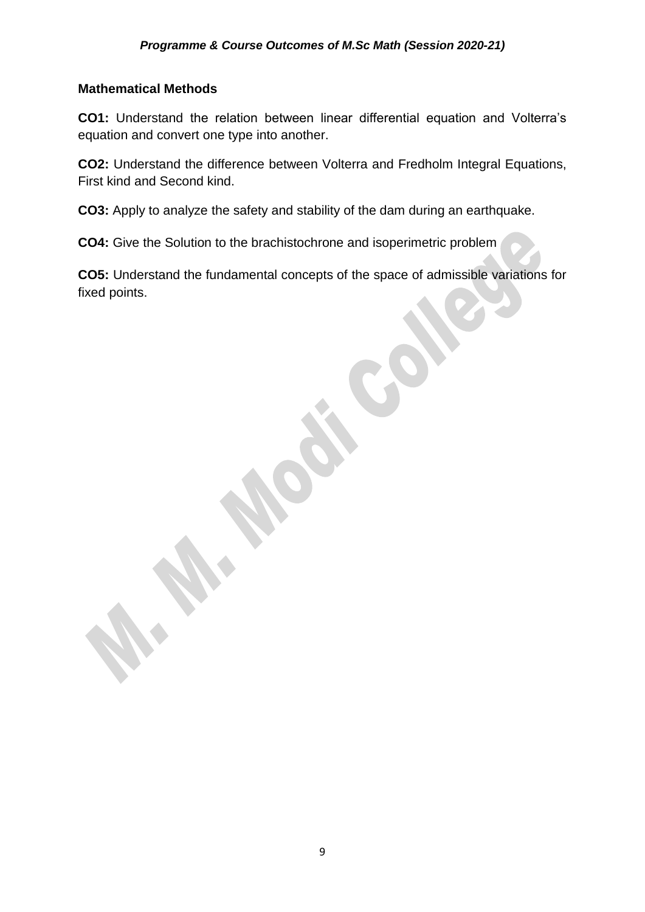**Mathematical Methods**

**CO1:** Understand the relation between linear differential equation and Volterra's equation and convert one type into another.

**CO2:** Understand the difference between Volterra and Fredholm Integral Equations, First kind and Second kind.

**CO3:** Apply to analyze the safety and stability of the dam during an earthquake.

**CO4:** Give the Solution to the brachistochrone and isoperimetric problem

**CO5:** Understand the fundamental concepts of the space of admissible variations for fixed points.